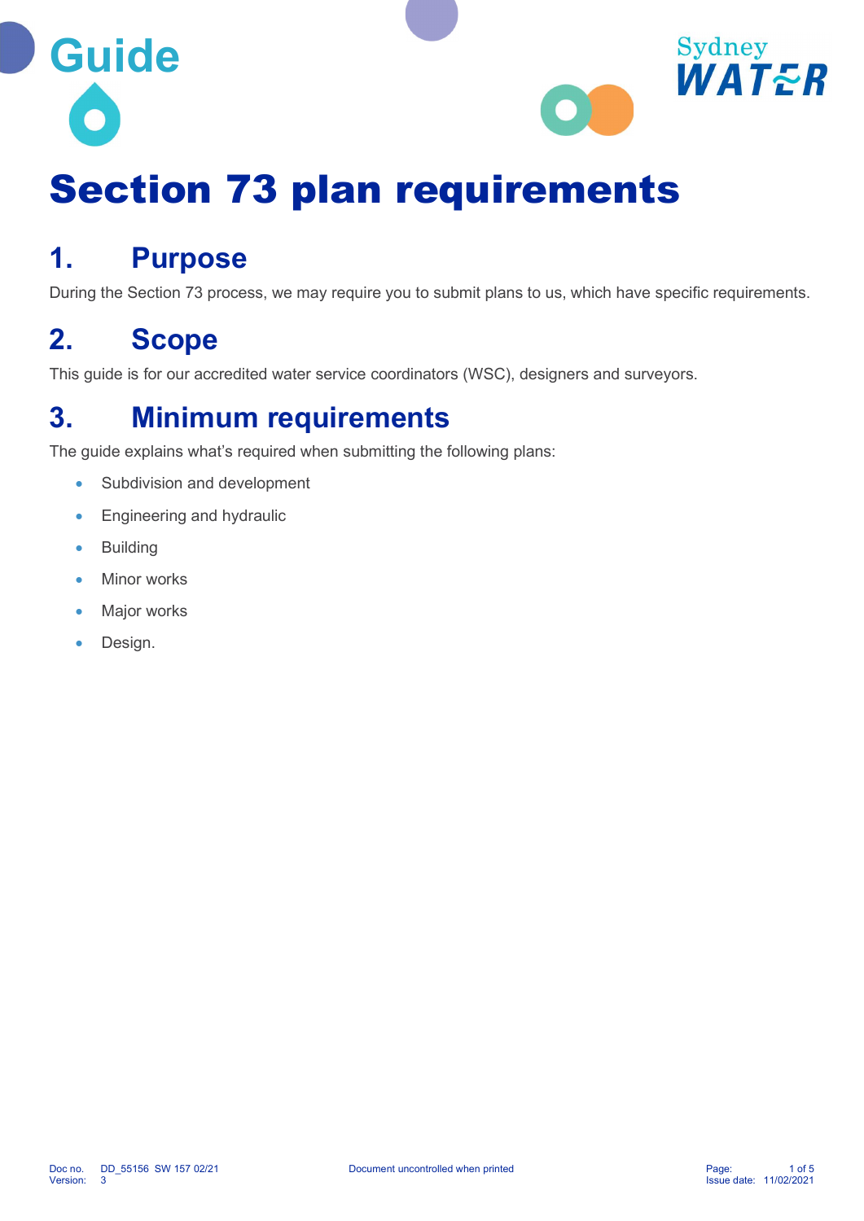Guide

# Section 73 plan requirements

## 1. Purpose

During the Section 73 process, we may require you to submit plans to us, which have specific requirements.

## 2. Scope

This guide is for our accredited water service coordinators (WSC), designers and surveyors.

## 3. Minimum requirements

The guide explains what's required when submitting the following plans:

- Subdivision and development
- Engineering and hydraulic
- Building
- Minor works
- Major works
- Design.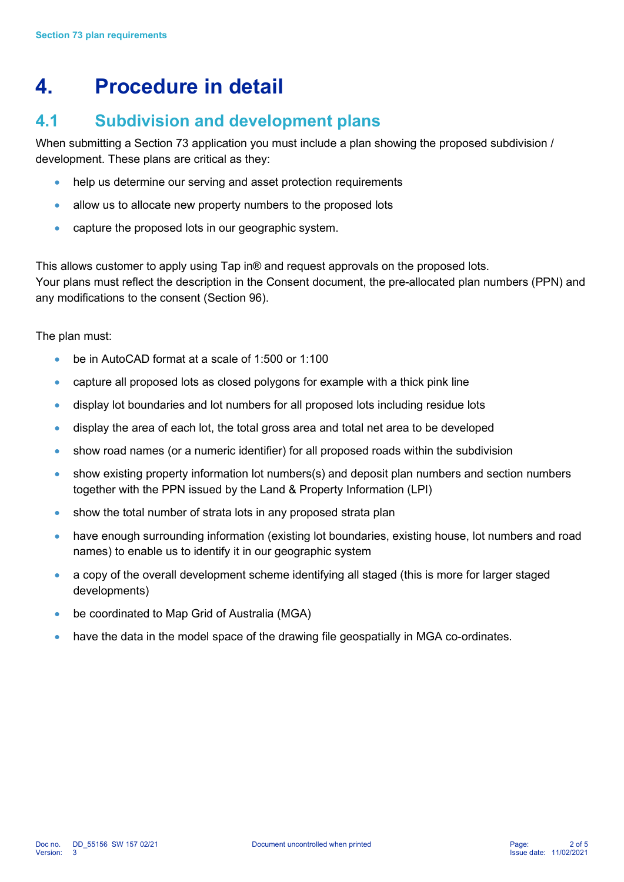# 4. Procedure in detail

## 4.1 Subdivision and development plans

When submitting a Section 73 application you must include a plan showing the proposed subdivision / development. These plans are critical as they:

- help us determine our serving and asset protection requirements
- allow us to allocate new property numbers to the proposed lots
- capture the proposed lots in our geographic system.

This allows customer to apply using Tap in® and request approvals on the proposed lots.
Your plans must reflect the description in the Consent document, the pre-allocated plan numbers (PPN) and any modifications to the consent (Section 96).

The plan must:

- be in AutoCAD format at a scale of 1:500 or 1:100
- capture all proposed lots as closed polygons for example with a thick pink line
- display lot boundaries and lot numbers for all proposed lots including residue lots
- display the area of each lot, the total gross area and total net area to be developed
- show road names (or a numeric identifier) for all proposed roads within the subdivision
- show existing property information lot numbers(s) and deposit plan numbers and section numbers together with the PPN issued by the Land & Property Information (LPI)
- show the total number of strata lots in any proposed strata plan
- have enough surrounding information (existing lot boundaries, existing house, lot numbers and road names) to enable us to identify it in our geographic system
- a copy of the overall development scheme identifying all staged (this is more for larger staged developments)
- be coordinated to Map Grid of Australia (MGA)
- have the data in the model space of the drawing file geospatially in MGA co-ordinates.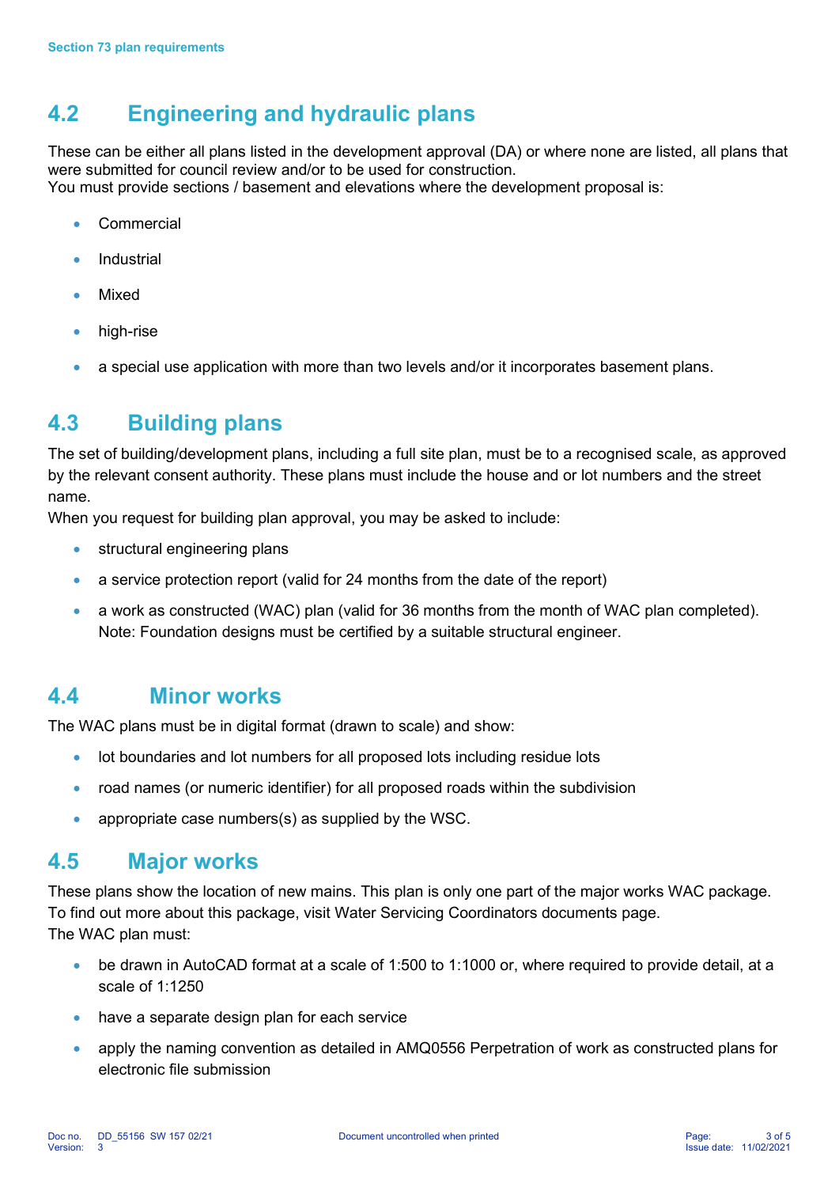## 4.2 Engineering and hydraulic plans

These can be either all plans listed in the development approval (DA) or where none are listed, all plans that were submitted for council review and/or to be used for construction.
You must provide sections / basement and elevations where the development proposal is:

- Commercial
- Industrial
- Mixed
- high-rise
- a special use application with more than two levels and/or it incorporates basement plans.

## 4.3 Building plans

The set of building/development plans, including a full site plan, must be to a recognised scale, as approved by the relevant consent authority. These plans must include the house and or lot numbers and the street name.
When you request for building plan approval, you may be asked to include:

- structural engineering plans
- a service protection report (valid for 24 months from the date of the report)
- a work as constructed (WAC) plan (valid for 36 months from the month of WAC plan completed). Note: Foundation designs must be certified by a suitable structural engineer.

## 4.4 Minor works

The WAC plans must be in digital format (drawn to scale) and show:

- lot boundaries and lot numbers for all proposed lots including residue lots
- road names (or numeric identifier) for all proposed roads within the subdivision
- appropriate case numbers(s) as supplied by the WSC.

## 4.5 Major works

These plans show the location of new mains. This plan is only one part of the major works WAC package. To find out more about this package, visit Water Servicing Coordinators documents page.
The WAC plan must:

- be drawn in AutoCAD format at a scale of 1:500 to 1:1000 or, where required to provide detail, at a scale of 1:1250
- have a separate design plan for each service
- apply the naming convention as detailed in AMQ0556 Perpetration of work as constructed plans for electronic file submission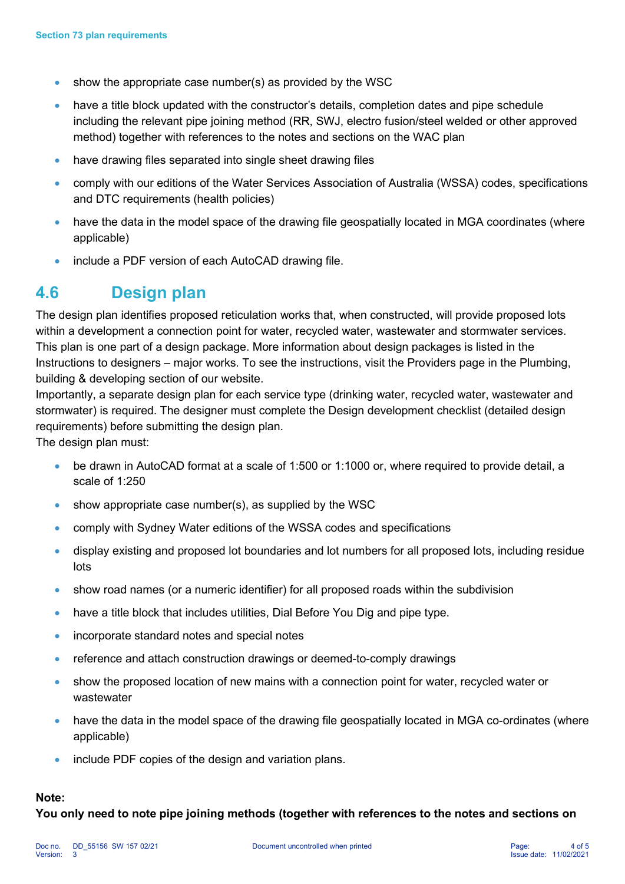- show the appropriate case number(s) as provided by the WSC
- have a title block updated with the constructor's details, completion dates and pipe schedule including the relevant pipe joining method (RR, SWJ, electro fusion/steel welded or other approved method) together with references to the notes and sections on the WAC plan
- have drawing files separated into single sheet drawing files
- comply with our editions of the Water Services Association of Australia (WSSA) codes, specifications and DTC requirements (health policies)
- have the data in the model space of the drawing file geospatially located in MGA coordinates (where applicable)
- include a PDF version of each AutoCAD drawing file.

## 4.6 Design plan

The design plan identifies proposed reticulation works that, when constructed, will provide proposed lots within a development a connection point for water, recycled water, wastewater and stormwater services. This plan is one part of a design package. More information about design packages is listed in the Instructions to designers – major works. To see the instructions, visit the Providers page in the Plumbing, building & developing section of our website.

Importantly, a separate design plan for each service type (drinking water, recycled water, wastewater and stormwater) is required. The designer must complete the Design development checklist (detailed design requirements) before submitting the design plan.

The design plan must:

- be drawn in AutoCAD format at a scale of 1:500 or 1:1000 or, where required to provide detail, a scale of 1:250
- show appropriate case number(s), as supplied by the WSC
- comply with Sydney Water editions of the WSSA codes and specifications
- display existing and proposed lot boundaries and lot numbers for all proposed lots, including residue lots
- show road names (or a numeric identifier) for all proposed roads within the subdivision
- have a title block that includes utilities, Dial Before You Dig and pipe type.
- incorporate standard notes and special notes
- reference and attach construction drawings or deemed-to-comply drawings
- show the proposed location of new mains with a connection point for water, recycled water or wastewater
- have the data in the model space of the drawing file geospatially located in MGA co-ordinates (where applicable)
- include PDF copies of the design and variation plans.

**Note:**

**You only need to note pipe joining methods (together with references to the notes and sections on**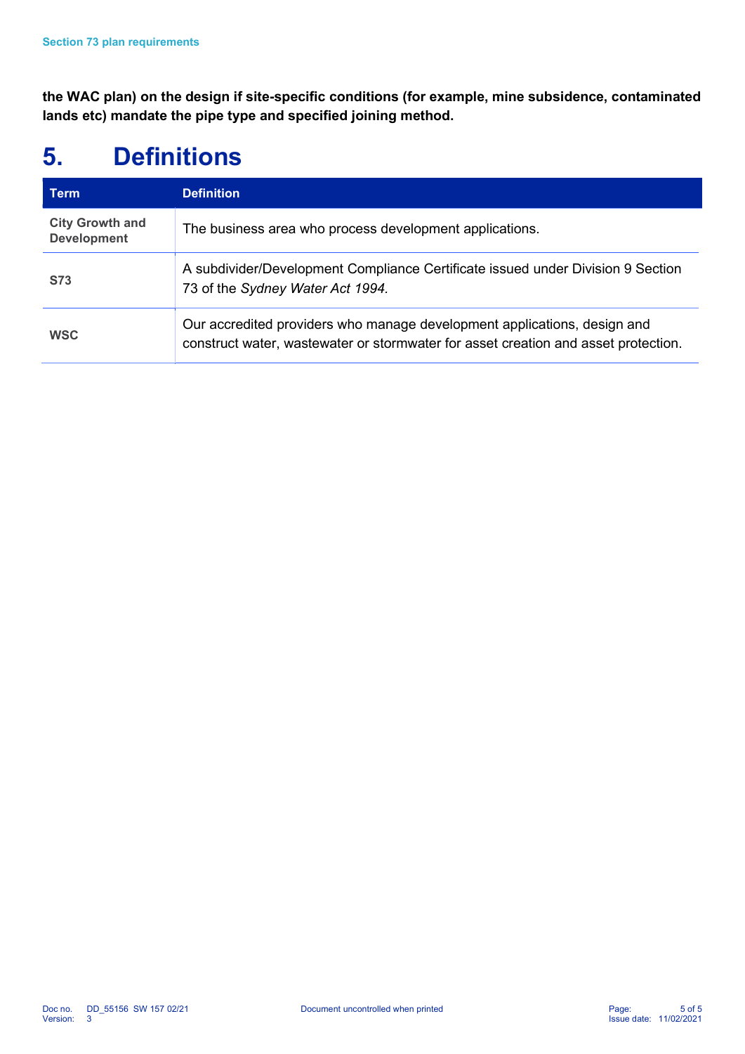**the WAC plan) on the design if site-specific conditions (for example, mine subsidence, contaminated lands etc) mandate the pipe type and specified joining method.**

# 5. Definitions

| Term | Definition |
| --- | --- |
| **City Growth and Development** | The business area who process development applications. |
| **S73** | A subdivider/Development Compliance Certificate issued under Division 9 Section 73 of the *Sydney Water Act 1994.* |
| **WSC** | Our accredited providers who manage development applications, design and construct water, wastewater or stormwater for asset creation and asset protection. |